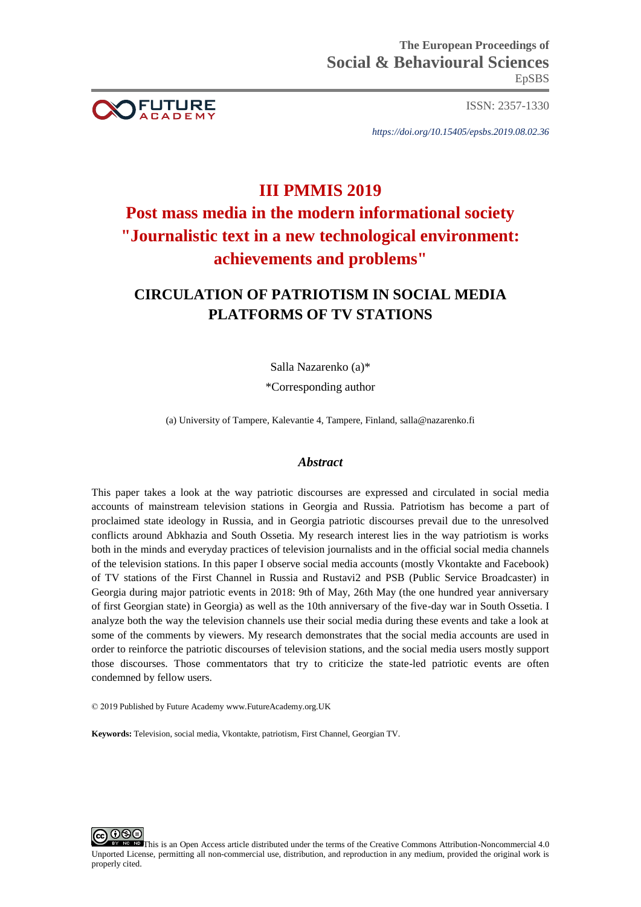The European Proceedings of
Social & Behavioural Sciences
EpSBS

ISSN: 2357-1330

*https://doi.org/10.15405/epsbs.2019.08.02.36*

# III PMMIS 2019
# Post mass media in the modern informational society "Journalistic text in a new technological environment: achievements and problems"

## CIRCULATION OF PATRIOTISM IN SOCIAL MEDIA PLATFORMS OF TV STATIONS

Salla Nazarenko (a)*

*Corresponding author

(a) University of Tampere, Kalevantie 4, Tampere, Finland, salla@nazarenko.fi

### *Abstract*

This paper takes a look at the way patriotic discourses are expressed and circulated in social media accounts of mainstream television stations in Georgia and Russia. Patriotism has become a part of proclaimed state ideology in Russia, and in Georgia patriotic discourses prevail due to the unresolved conflicts around Abkhazia and South Ossetia. My research interest lies in the way patriotism is works both in the minds and everyday practices of television journalists and in the official social media channels of the television stations. In this paper I observe social media accounts (mostly Vkontakte and Facebook) of TV stations of the First Channel in Russia and Rustavi2 and PSB (Public Service Broadcaster) in Georgia during major patriotic events in 2018: 9th of May, 26th May (the one hundred year anniversary of first Georgian state) in Georgia) as well as the 10th anniversary of the five-day war in South Ossetia. I analyze both the way the television channels use their social media during these events and take a look at some of the comments by viewers. My research demonstrates that the social media accounts are used in order to reinforce the patriotic discourses of television stations, and the social media users mostly support those discourses. Those commentators that try to criticize the state-led patriotic events are often condemned by fellow users.

© 2019 Published by Future Academy www.FutureAcademy.org.UK

**Keywords:** Television, social media, Vkontakte, patriotism, First Channel, Georgian TV.

This is an Open Access article distributed under the terms of the Creative Commons Attribution-Noncommercial 4.0 Unported License, permitting all non-commercial use, distribution, and reproduction in any medium, provided the original work is properly cited.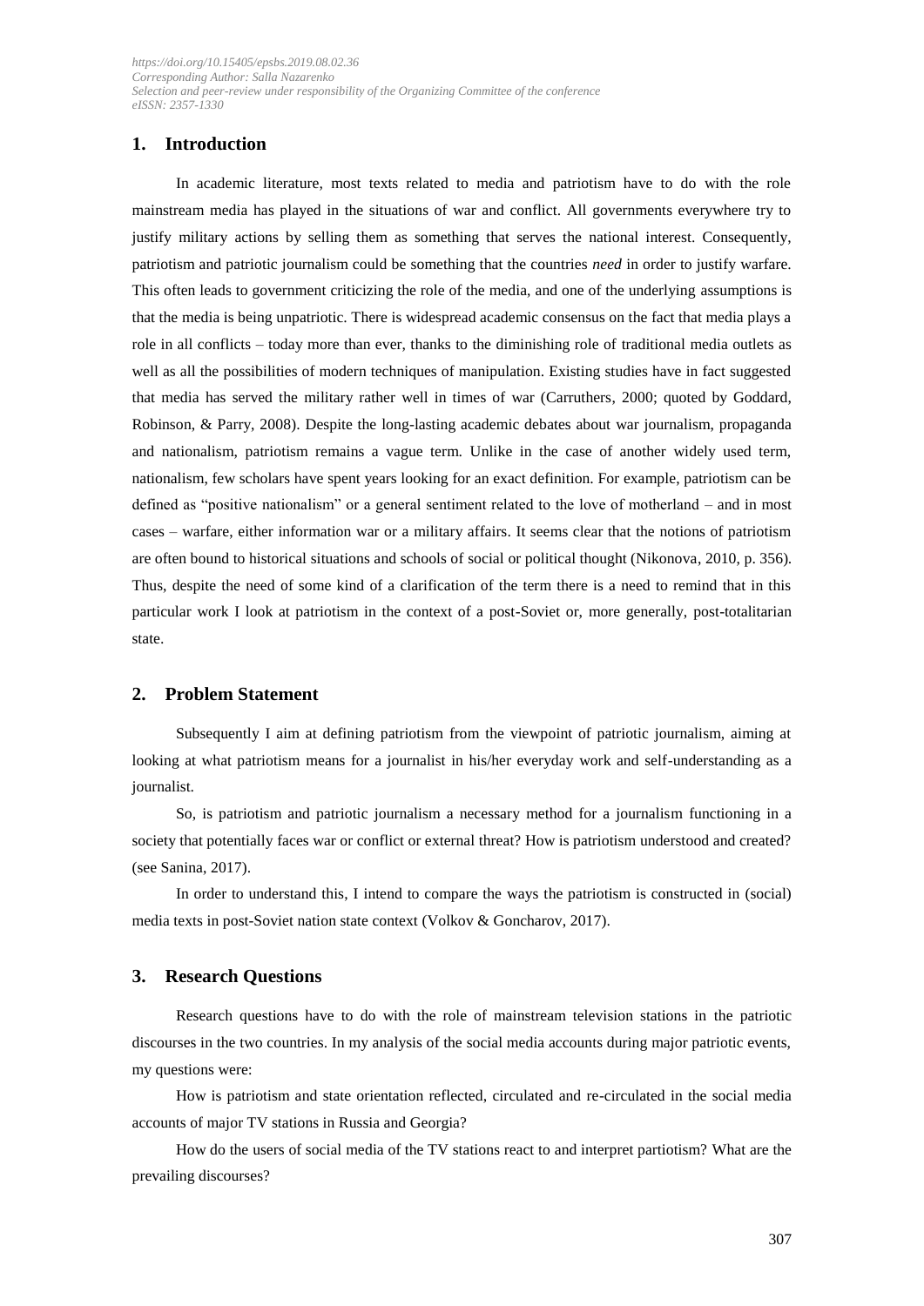## 1. Introduction

In academic literature, most texts related to media and patriotism have to do with the role mainstream media has played in the situations of war and conflict. All governments everywhere try to justify military actions by selling them as something that serves the national interest. Consequently, patriotism and patriotic journalism could be something that the countries *need* in order to justify warfare. This often leads to government criticizing the role of the media, and one of the underlying assumptions is that the media is being unpatriotic. There is widespread academic consensus on the fact that media plays a role in all conflicts – today more than ever, thanks to the diminishing role of traditional media outlets as well as all the possibilities of modern techniques of manipulation. Existing studies have in fact suggested that media has served the military rather well in times of war (Carruthers, 2000; quoted by Goddard, Robinson, & Parry, 2008). Despite the long-lasting academic debates about war journalism, propaganda and nationalism, patriotism remains a vague term. Unlike in the case of another widely used term, nationalism, few scholars have spent years looking for an exact definition. For example, patriotism can be defined as "positive nationalism" or a general sentiment related to the love of motherland – and in most cases – warfare, either information war or a military affairs. It seems clear that the notions of patriotism are often bound to historical situations and schools of social or political thought (Nikonova, 2010, p. 356). Thus, despite the need of some kind of a clarification of the term there is a need to remind that in this particular work I look at patriotism in the context of a post-Soviet or, more generally, post-totalitarian state.

## 2. Problem Statement

Subsequently I aim at defining patriotism from the viewpoint of patriotic journalism, aiming at looking at what patriotism means for a journalist in his/her everyday work and self-understanding as a journalist.

So, is patriotism and patriotic journalism a necessary method for a journalism functioning in a society that potentially faces war or conflict or external threat? How is patriotism understood and created? (see Sanina, 2017).

In order to understand this, I intend to compare the ways the patriotism is constructed in (social) media texts in post-Soviet nation state context (Volkov & Goncharov, 2017).

## 3. Research Questions

Research questions have to do with the role of mainstream television stations in the patriotic discourses in the two countries. In my analysis of the social media accounts during major patriotic events, my questions were:

How is patriotism and state orientation reflected, circulated and re-circulated in the social media accounts of major TV stations in Russia and Georgia?

How do the users of social media of the TV stations react to and interpret partiotism? What are the prevailing discourses?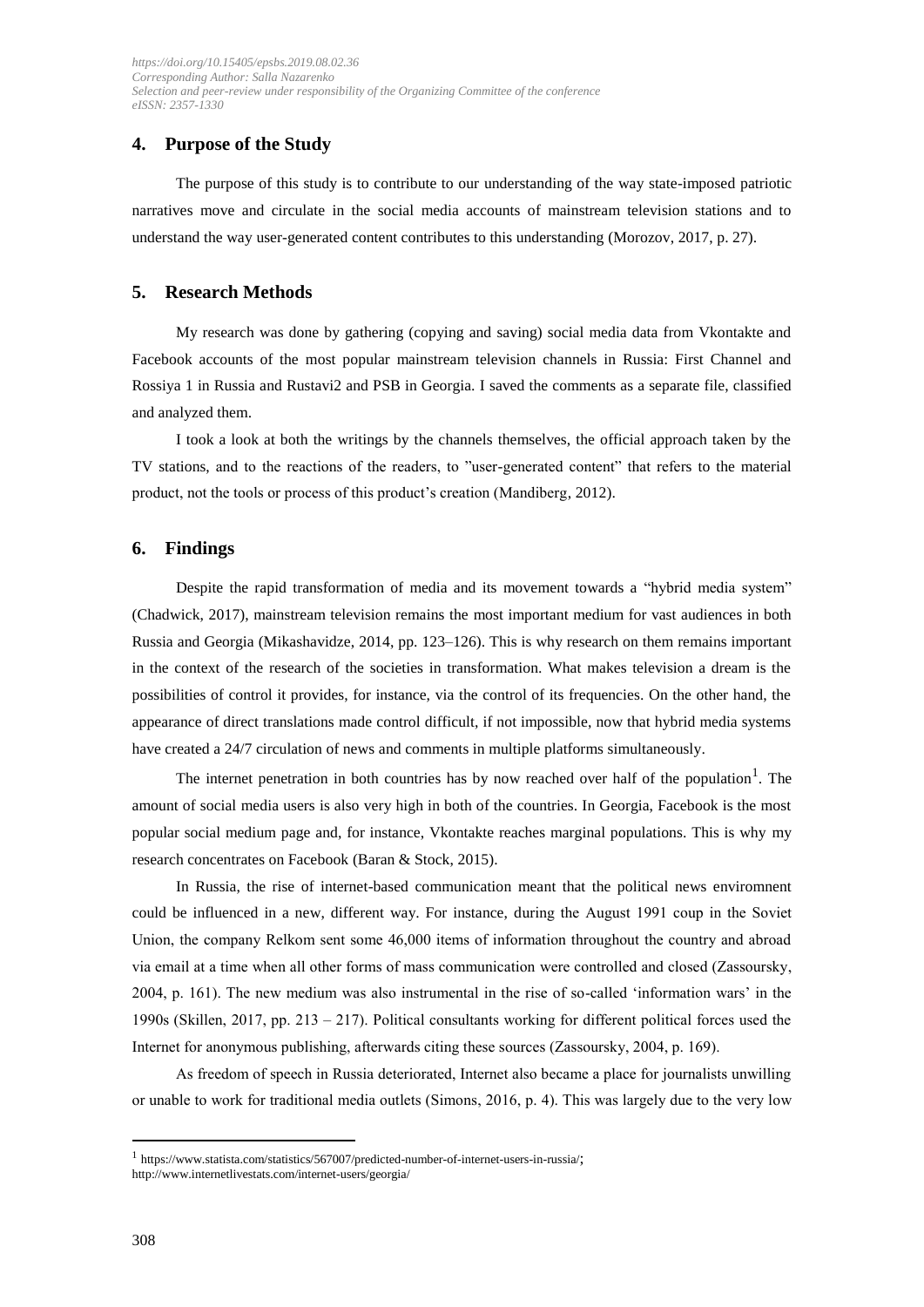## 4. Purpose of the Study

The purpose of this study is to contribute to our understanding of the way state-imposed patriotic narratives move and circulate in the social media accounts of mainstream television stations and to understand the way user-generated content contributes to this understanding (Morozov, 2017, p. 27).

## 5. Research Methods

My research was done by gathering (copying and saving) social media data from Vkontakte and Facebook accounts of the most popular mainstream television channels in Russia: First Channel and Rossiya 1 in Russia and Rustavi2 and PSB in Georgia. I saved the comments as a separate file, classified and analyzed them.

I took a look at both the writings by the channels themselves, the official approach taken by the TV stations, and to the reactions of the readers, to "user-generated content" that refers to the material product, not the tools or process of this product's creation (Mandiberg, 2012).

## 6. Findings

Despite the rapid transformation of media and its movement towards a "hybrid media system" (Chadwick, 2017), mainstream television remains the most important medium for vast audiences in both Russia and Georgia (Mikashavidze, 2014, pp. 123–126). This is why research on them remains important in the context of the research of the societies in transformation. What makes television a dream is the possibilities of control it provides, for instance, via the control of its frequencies. On the other hand, the appearance of direct translations made control difficult, if not impossible, now that hybrid media systems have created a 24/7 circulation of news and comments in multiple platforms simultaneously.

The internet penetration in both countries has by now reached over half of the population[1]. The amount of social media users is also very high in both of the countries. In Georgia, Facebook is the most popular social medium page and, for instance, Vkontakte reaches marginal populations. This is why my research concentrates on Facebook (Baran & Stock, 2015).

In Russia, the rise of internet-based communication meant that the political news enviromnent could be influenced in a new, different way. For instance, during the August 1991 coup in the Soviet Union, the company Relkom sent some 46,000 items of information throughout the country and abroad via email at a time when all other forms of mass communication were controlled and closed (Zassoursky, 2004, p. 161). The new medium was also instrumental in the rise of so-called 'information wars' in the 1990s (Skillen, 2017, pp. 213 – 217). Political consultants working for different political forces used the Internet for anonymous publishing, afterwards citing these sources (Zassoursky, 2004, p. 169).

As freedom of speech in Russia deteriorated, Internet also became a place for journalists unwilling or unable to work for traditional media outlets (Simons, 2016, p. 4). This was largely due to the very low

---

[1] https://www.statista.com/statistics/567007/predicted-number-of-internet-users-in-russia/; http://www.internetlivestats.com/internet-users/georgia/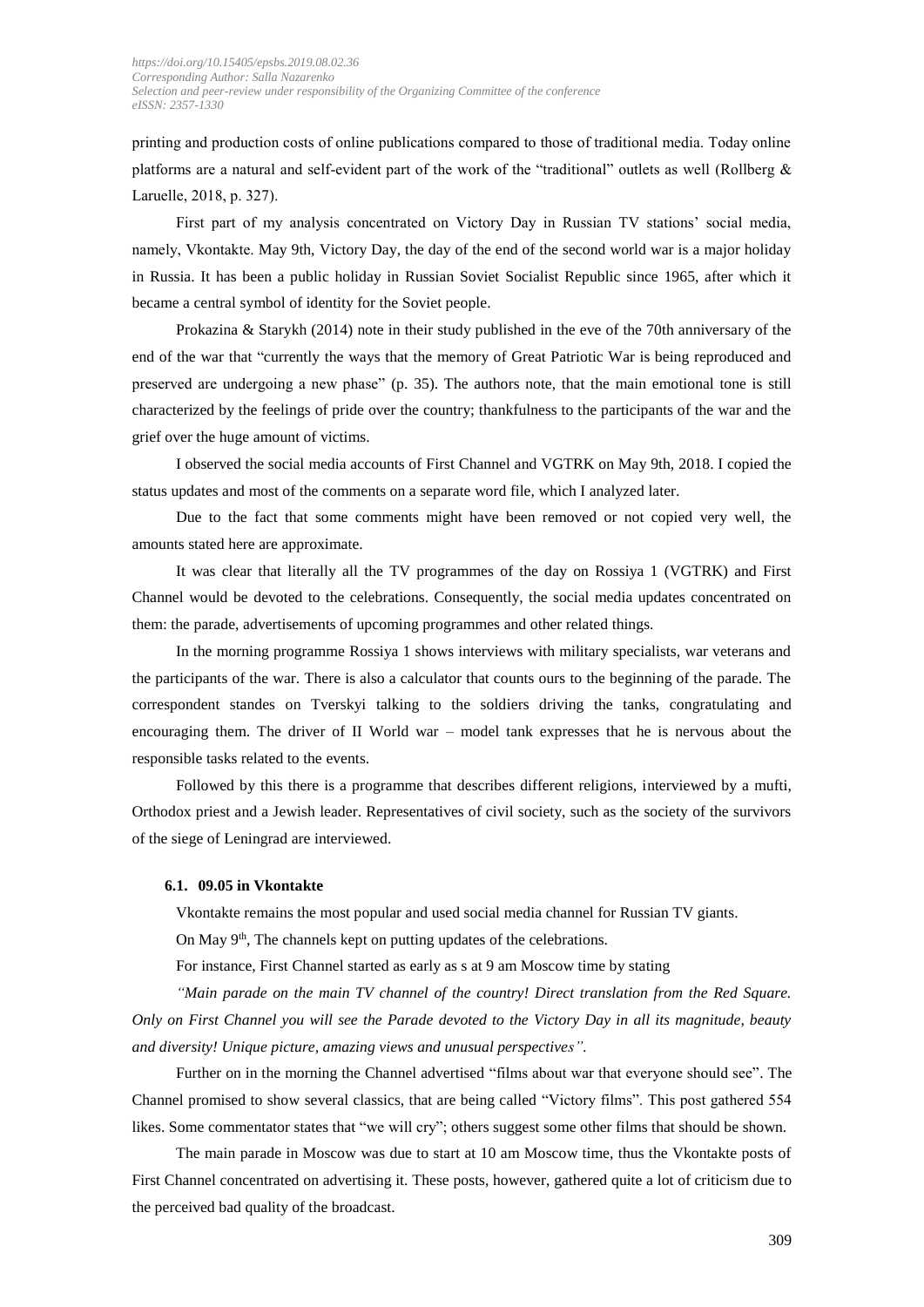printing and production costs of online publications compared to those of traditional media. Today online platforms are a natural and self-evident part of the work of the "traditional" outlets as well (Rollberg & Laruelle, 2018, p. 327).

First part of my analysis concentrated on Victory Day in Russian TV stations' social media, namely, Vkontakte. May 9th, Victory Day, the day of the end of the second world war is a major holiday in Russia. It has been a public holiday in Russian Soviet Socialist Republic since 1965, after which it became a central symbol of identity for the Soviet people.

Prokazina & Starykh (2014) note in their study published in the eve of the 70th anniversary of the end of the war that "currently the ways that the memory of Great Patriotic War is being reproduced and preserved are undergoing a new phase" (p. 35). The authors note, that the main emotional tone is still characterized by the feelings of pride over the country; thankfulness to the participants of the war and the grief over the huge amount of victims.

I observed the social media accounts of First Channel and VGTRK on May 9th, 2018. I copied the status updates and most of the comments on a separate word file, which I analyzed later.

Due to the fact that some comments might have been removed or not copied very well, the amounts stated here are approximate.

It was clear that literally all the TV programmes of the day on Rossiya 1 (VGTRK) and First Channel would be devoted to the celebrations. Consequently, the social media updates concentrated on them: the parade, advertisements of upcoming programmes and other related things.

In the morning programme Rossiya 1 shows interviews with military specialists, war veterans and the participants of the war. There is also a calculator that counts ours to the beginning of the parade. The correspondent standes on Tverskyi talking to the soldiers driving the tanks, congratulating and encouraging them. The driver of II World war – model tank expresses that he is nervous about the responsible tasks related to the events.

Followed by this there is a programme that describes different religions, interviewed by a mufti, Orthodox priest and a Jewish leader. Representatives of civil society, such as the society of the survivors of the siege of Leningrad are interviewed.

### 6.1. 09.05 in Vkontakte

Vkontakte remains the most popular and used social media channel for Russian TV giants.

On May 9th, The channels kept on putting updates of the celebrations.

For instance, First Channel started as early as s at 9 am Moscow time by stating

*"Main parade on the main TV channel of the country! Direct translation from the Red Square. Only on First Channel you will see the Parade devoted to the Victory Day in all its magnitude, beauty and diversity! Unique picture, amazing views and unusual perspectives".*

Further on in the morning the Channel advertised "films about war that everyone should see". The Channel promised to show several classics, that are being called "Victory films". This post gathered 554 likes. Some commentator states that "we will cry"; others suggest some other films that should be shown.

The main parade in Moscow was due to start at 10 am Moscow time, thus the Vkontakte posts of First Channel concentrated on advertising it. These posts, however, gathered quite a lot of criticism due to the perceived bad quality of the broadcast.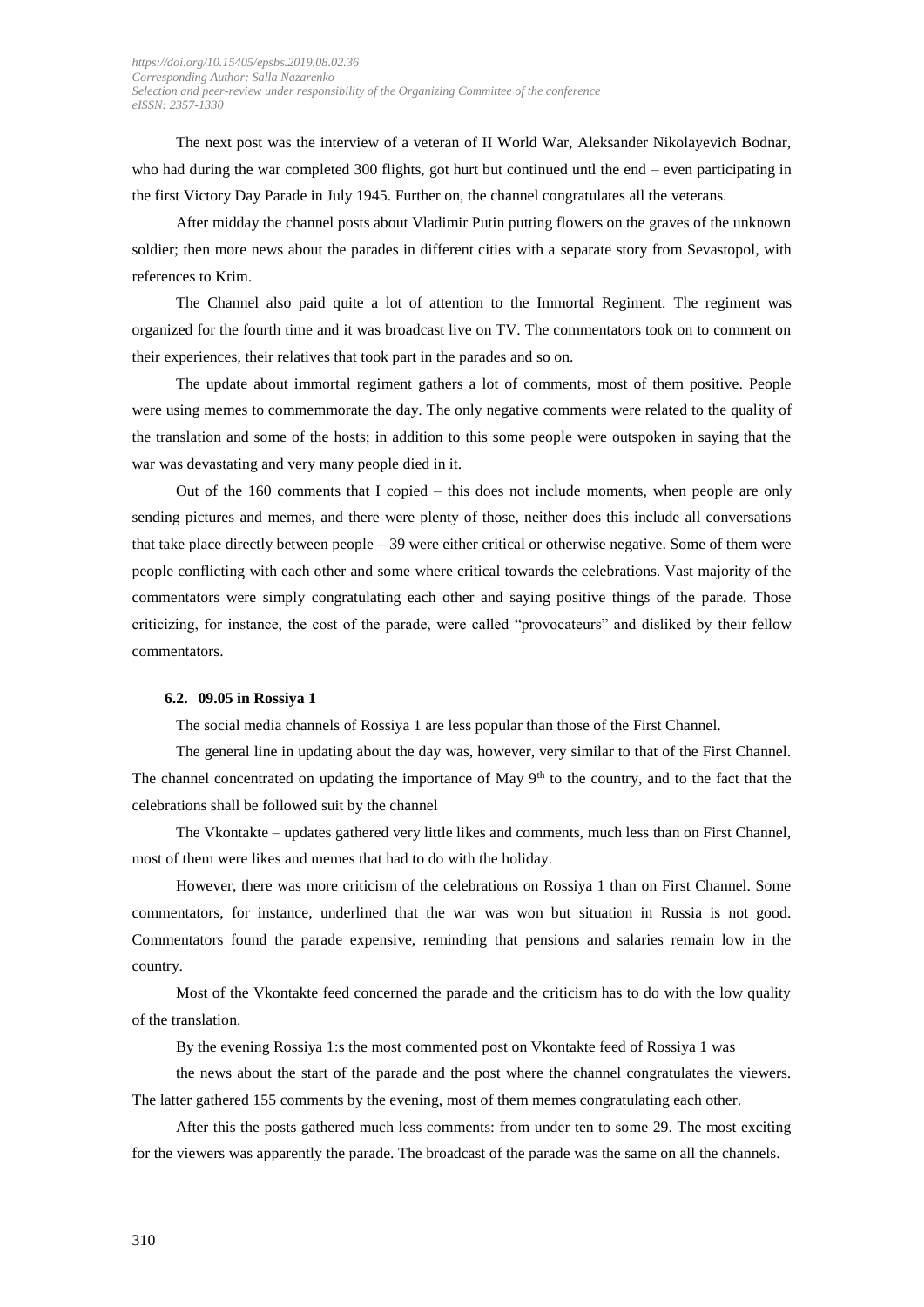The next post was the interview of a veteran of II World War, Aleksander Nikolayevich Bodnar, who had during the war completed 300 flights, got hurt but continued untl the end – even participating in the first Victory Day Parade in July 1945. Further on, the channel congratulates all the veterans.

After midday the channel posts about Vladimir Putin putting flowers on the graves of the unknown soldier; then more news about the parades in different cities with a separate story from Sevastopol, with references to Krim.

The Channel also paid quite a lot of attention to the Immortal Regiment. The regiment was organized for the fourth time and it was broadcast live on TV. The commentators took on to comment on their experiences, their relatives that took part in the parades and so on.

The update about immortal regiment gathers a lot of comments, most of them positive. People were using memes to commemmorate the day. The only negative comments were related to the quality of the translation and some of the hosts; in addition to this some people were outspoken in saying that the war was devastating and very many people died in it.

Out of the 160 comments that I copied – this does not include moments, when people are only sending pictures and memes, and there were plenty of those, neither does this include all conversations that take place directly between people – 39 were either critical or otherwise negative. Some of them were people conflicting with each other and some where critical towards the celebrations. Vast majority of the commentators were simply congratulating each other and saying positive things of the parade. Those criticizing, for instance, the cost of the parade, were called "provocateurs" and disliked by their fellow commentators.

### 6.2. 09.05 in Rossiya 1

The social media channels of Rossiya 1 are less popular than those of the First Channel.

The general line in updating about the day was, however, very similar to that of the First Channel. The channel concentrated on updating the importance of May 9th to the country, and to the fact that the celebrations shall be followed suit by the channel

The Vkontakte – updates gathered very little likes and comments, much less than on First Channel, most of them were likes and memes that had to do with the holiday.

However, there was more criticism of the celebrations on Rossiya 1 than on First Channel. Some commentators, for instance, underlined that the war was won but situation in Russia is not good. Commentators found the parade expensive, reminding that pensions and salaries remain low in the country.

Most of the Vkontakte feed concerned the parade and the criticism has to do with the low quality of the translation.

By the evening Rossiya 1:s the most commented post on Vkontakte feed of Rossiya 1 was

the news about the start of the parade and the post where the channel congratulates the viewers. The latter gathered 155 comments by the evening, most of them memes congratulating each other.

After this the posts gathered much less comments: from under ten to some 29. The most exciting for the viewers was apparently the parade. The broadcast of the parade was the same on all the channels.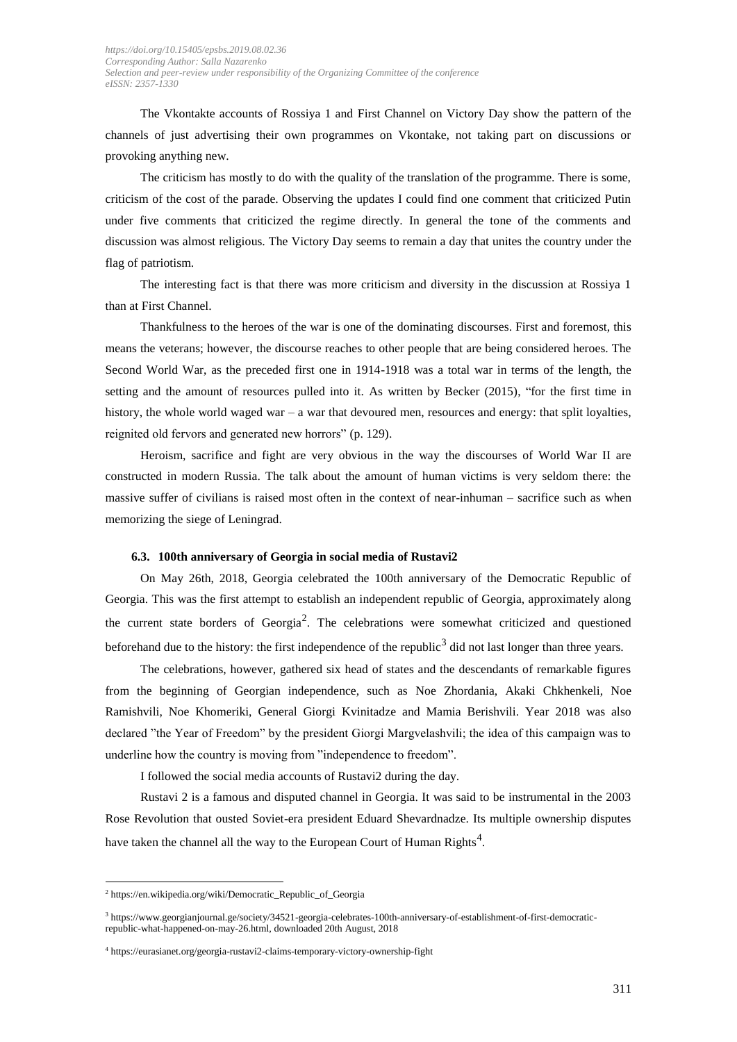The Vkontakte accounts of Rossiya 1 and First Channel on Victory Day show the pattern of the channels of just advertising their own programmes on Vkontake, not taking part on discussions or provoking anything new.

The criticism has mostly to do with the quality of the translation of the programme. There is some, criticism of the cost of the parade. Observing the updates I could find one comment that criticized Putin under five comments that criticized the regime directly. In general the tone of the comments and discussion was almost religious. The Victory Day seems to remain a day that unites the country under the flag of patriotism.

The interesting fact is that there was more criticism and diversity in the discussion at Rossiya 1 than at First Channel.

Thankfulness to the heroes of the war is one of the dominating discourses. First and foremost, this means the veterans; however, the discourse reaches to other people that are being considered heroes. The Second World War, as the preceded first one in 1914-1918 was a total war in terms of the length, the setting and the amount of resources pulled into it. As written by Becker (2015), "for the first time in history, the whole world waged war – a war that devoured men, resources and energy: that split loyalties, reignited old fervors and generated new horrors" (p. 129).

Heroism, sacrifice and fight are very obvious in the way the discourses of World War II are constructed in modern Russia. The talk about the amount of human victims is very seldom there: the massive suffer of civilians is raised most often in the context of near-inhuman – sacrifice such as when memorizing the siege of Leningrad.

### 6.3. 100th anniversary of Georgia in social media of Rustavi2

On May 26th, 2018, Georgia celebrated the 100th anniversary of the Democratic Republic of Georgia. This was the first attempt to establish an independent republic of Georgia, approximately along the current state borders of Georgia[2]. The celebrations were somewhat criticized and questioned beforehand due to the history: the first independence of the republic[3] did not last longer than three years.

The celebrations, however, gathered six head of states and the descendants of remarkable figures from the beginning of Georgian independence, such as Noe Zhordania, Akaki Chkhenkeli, Noe Ramishvili, Noe Khomeriki, General Giorgi Kvinitadze and Mamia Berishvili. Year 2018 was also declared "the Year of Freedom" by the president Giorgi Margvelashvili; the idea of this campaign was to underline how the country is moving from "independence to freedom".

I followed the social media accounts of Rustavi2 during the day.

Rustavi 2 is a famous and disputed channel in Georgia. It was said to be instrumental in the 2003 Rose Revolution that ousted Soviet-era president Eduard Shevardnadze. Its multiple ownership disputes have taken the channel all the way to the European Court of Human Rights[4].

---

[2] https://en.wikipedia.org/wiki/Democratic_Republic_of_Georgia

[3] https://www.georgianjournal.ge/society/34521-georgia-celebrates-100th-anniversary-of-establishment-of-first-democratic-republic-what-happened-on-may-26.html, downloaded 20th August, 2018

[4] https://eurasianet.org/georgia-rustavi2-claims-temporary-victory-ownership-fight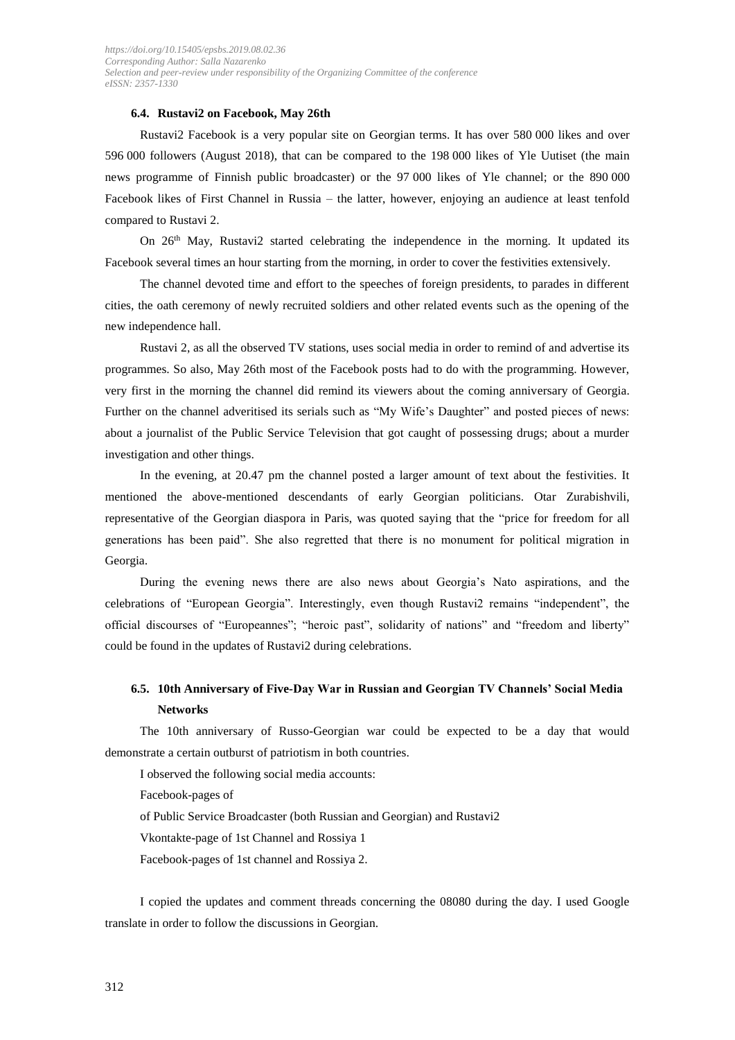### 6.4. Rustavi2 on Facebook, May 26th

Rustavi2 Facebook is a very popular site on Georgian terms. It has over 580 000 likes and over 596 000 followers (August 2018), that can be compared to the 198 000 likes of Yle Uutiset (the main news programme of Finnish public broadcaster) or the 97 000 likes of Yle channel; or the 890 000 Facebook likes of First Channel in Russia – the latter, however, enjoying an audience at least tenfold compared to Rustavi 2.

On 26th May, Rustavi2 started celebrating the independence in the morning. It updated its Facebook several times an hour starting from the morning, in order to cover the festivities extensively.

The channel devoted time and effort to the speeches of foreign presidents, to parades in different cities, the oath ceremony of newly recruited soldiers and other related events such as the opening of the new independence hall.

Rustavi 2, as all the observed TV stations, uses social media in order to remind of and advertise its programmes. So also, May 26th most of the Facebook posts had to do with the programming. However, very first in the morning the channel did remind its viewers about the coming anniversary of Georgia. Further on the channel adveritised its serials such as "My Wife's Daughter" and posted pieces of news: about a journalist of the Public Service Television that got caught of possessing drugs; about a murder investigation and other things.

In the evening, at 20.47 pm the channel posted a larger amount of text about the festivities. It mentioned the above-mentioned descendants of early Georgian politicians. Otar Zurabishvili, representative of the Georgian diaspora in Paris, was quoted saying that the "price for freedom for all generations has been paid". She also regretted that there is no monument for political migration in Georgia.

During the evening news there are also news about Georgia's Nato aspirations, and the celebrations of "European Georgia". Interestingly, even though Rustavi2 remains "independent", the official discourses of "Europeannes"; "heroic past", solidarity of nations" and "freedom and liberty" could be found in the updates of Rustavi2 during celebrations.

### 6.5. 10th Anniversary of Five-Day War in Russian and Georgian TV Channels' Social Media Networks

The 10th anniversary of Russo-Georgian war could be expected to be a day that would demonstrate a certain outburst of patriotism in both countries.

I observed the following social media accounts:

Facebook-pages of

of Public Service Broadcaster (both Russian and Georgian) and Rustavi2

Vkontakte-page of 1st Channel and Rossiya 1

Facebook-pages of 1st channel and Rossiya 2.

I copied the updates and comment threads concerning the 08080 during the day. I used Google translate in order to follow the discussions in Georgian.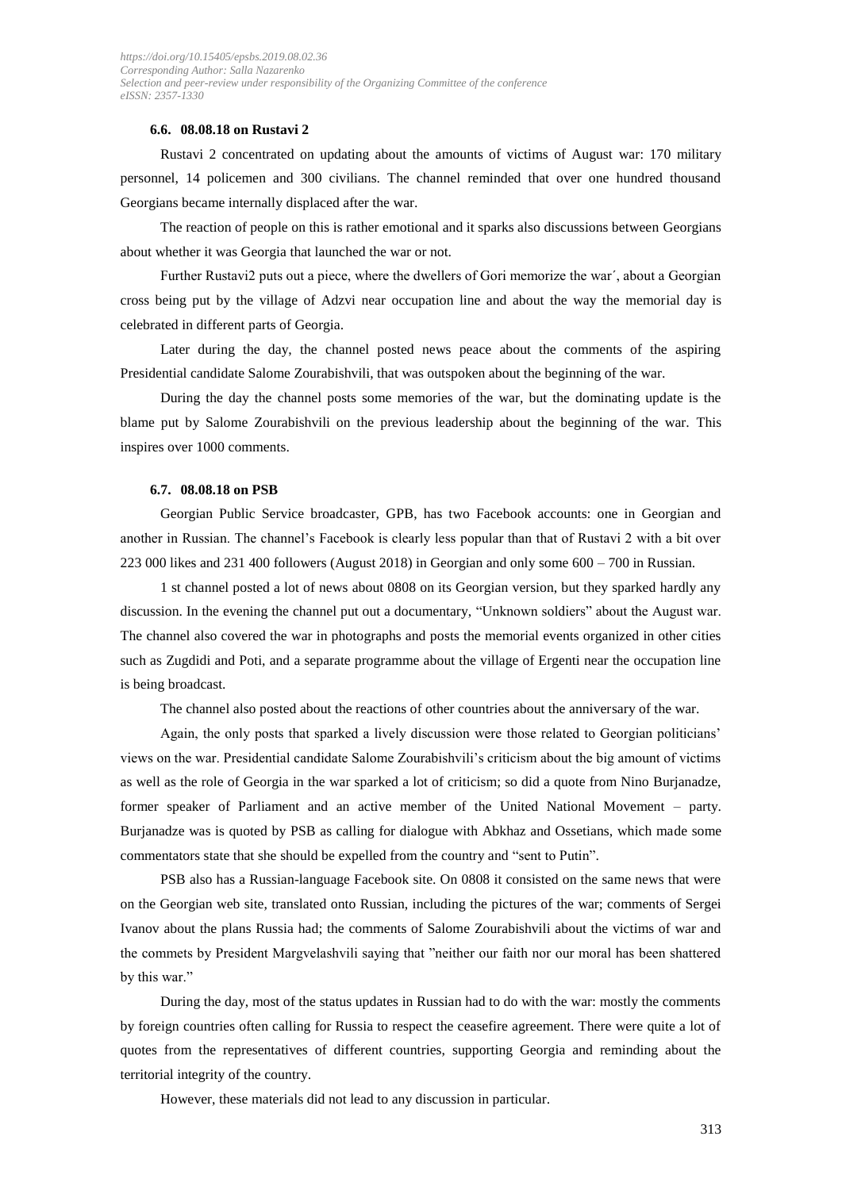### 6.6. 08.08.18 on Rustavi 2

Rustavi 2 concentrated on updating about the amounts of victims of August war: 170 military personnel, 14 policemen and 300 civilians. The channel reminded that over one hundred thousand Georgians became internally displaced after the war.

The reaction of people on this is rather emotional and it sparks also discussions between Georgians about whether it was Georgia that launched the war or not.

Further Rustavi2 puts out a piece, where the dwellers of Gori memorize the war´, about a Georgian cross being put by the village of Adzvi near occupation line and about the way the memorial day is celebrated in different parts of Georgia.

Later during the day, the channel posted news peace about the comments of the aspiring Presidential candidate Salome Zourabishvili, that was outspoken about the beginning of the war.

During the day the channel posts some memories of the war, but the dominating update is the blame put by Salome Zourabishvili on the previous leadership about the beginning of the war. This inspires over 1000 comments.

### 6.7. 08.08.18 on PSB

Georgian Public Service broadcaster, GPB, has two Facebook accounts: one in Georgian and another in Russian. The channel's Facebook is clearly less popular than that of Rustavi 2 with a bit over 223 000 likes and 231 400 followers (August 2018) in Georgian and only some 600 – 700 in Russian.

1 st channel posted a lot of news about 0808 on its Georgian version, but they sparked hardly any discussion. In the evening the channel put out a documentary, "Unknown soldiers" about the August war. The channel also covered the war in photographs and posts the memorial events organized in other cities such as Zugdidi and Poti, and a separate programme about the village of Ergenti near the occupation line is being broadcast.

The channel also posted about the reactions of other countries about the anniversary of the war.

Again, the only posts that sparked a lively discussion were those related to Georgian politicians' views on the war. Presidential candidate Salome Zourabishvili's criticism about the big amount of victims as well as the role of Georgia in the war sparked a lot of criticism; so did a quote from Nino Burjanadze, former speaker of Parliament and an active member of the United National Movement – party. Burjanadze was is quoted by PSB as calling for dialogue with Abkhaz and Ossetians, which made some commentators state that she should be expelled from the country and "sent to Putin".

PSB also has a Russian-language Facebook site. On 0808 it consisted on the same news that were on the Georgian web site, translated onto Russian, including the pictures of the war; comments of Sergei Ivanov about the plans Russia had; the comments of Salome Zourabishvili about the victims of war and the commets by President Margvelashvili saying that "neither our faith nor our moral has been shattered by this war."

During the day, most of the status updates in Russian had to do with the war: mostly the comments by foreign countries often calling for Russia to respect the ceasefire agreement. There were quite a lot of quotes from the representatives of different countries, supporting Georgia and reminding about the territorial integrity of the country.

However, these materials did not lead to any discussion in particular.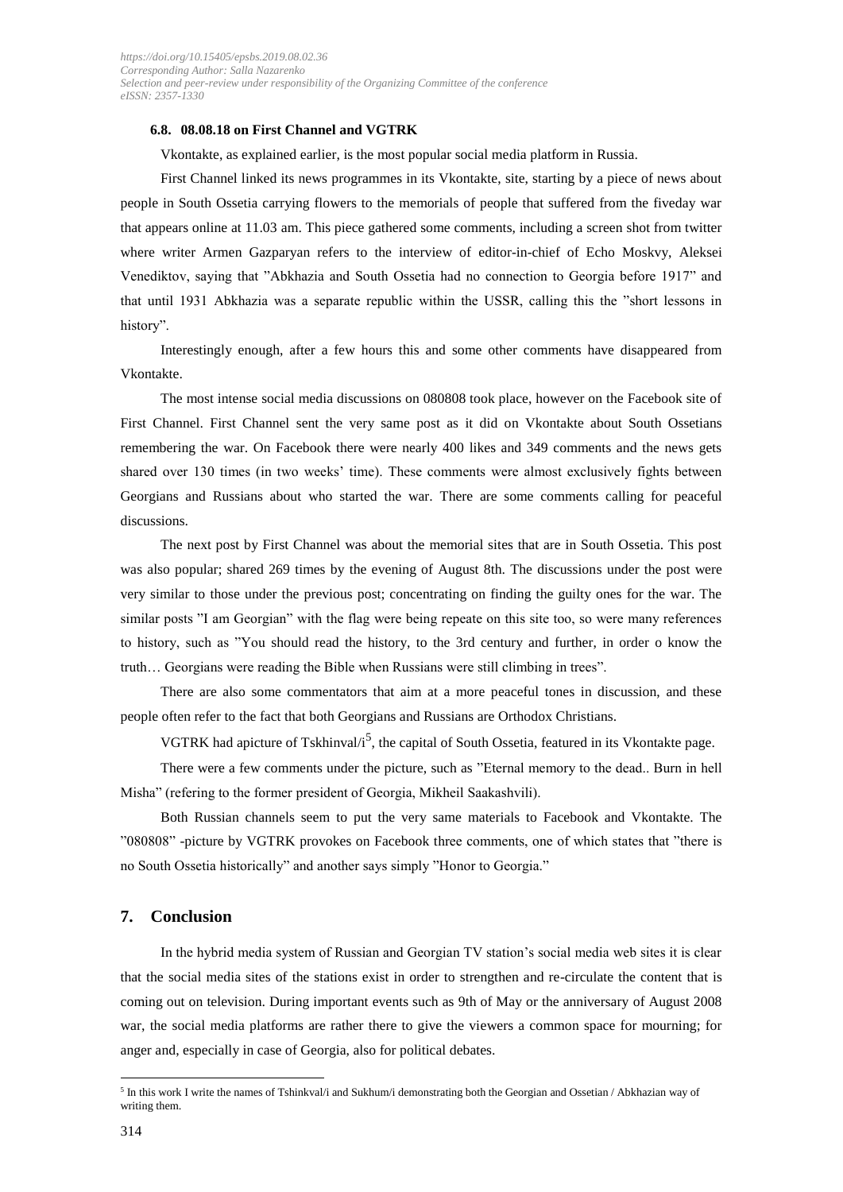### 6.8. 08.08.18 on First Channel and VGTRK

Vkontakte, as explained earlier, is the most popular social media platform in Russia.

First Channel linked its news programmes in its Vkontakte, site, starting by a piece of news about people in South Ossetia carrying flowers to the memorials of people that suffered from the fiveday war that appears online at 11.03 am. This piece gathered some comments, including a screen shot from twitter where writer Armen Gazparyan refers to the interview of editor-in-chief of Echo Moskvy, Aleksei Venediktov, saying that "Abkhazia and South Ossetia had no connection to Georgia before 1917" and that until 1931 Abkhazia was a separate republic within the USSR, calling this the "short lessons in history".

Interestingly enough, after a few hours this and some other comments have disappeared from Vkontakte.

The most intense social media discussions on 080808 took place, however on the Facebook site of First Channel. First Channel sent the very same post as it did on Vkontakte about South Ossetians remembering the war. On Facebook there were nearly 400 likes and 349 comments and the news gets shared over 130 times (in two weeks' time). These comments were almost exclusively fights between Georgians and Russians about who started the war. There are some comments calling for peaceful discussions.

The next post by First Channel was about the memorial sites that are in South Ossetia. This post was also popular; shared 269 times by the evening of August 8th. The discussions under the post were very similar to those under the previous post; concentrating on finding the guilty ones for the war. The similar posts "I am Georgian" with the flag were being repeate on this site too, so were many references to history, such as "You should read the history, to the 3rd century and further, in order o know the truth… Georgians were reading the Bible when Russians were still climbing in trees".

There are also some commentators that aim at a more peaceful tones in discussion, and these people often refer to the fact that both Georgians and Russians are Orthodox Christians.

VGTRK had apicture of Tskhinval/i[5], the capital of South Ossetia, featured in its Vkontakte page.

There were a few comments under the picture, such as "Eternal memory to the dead.. Burn in hell Misha" (refering to the former president of Georgia, Mikheil Saakashvili).

Both Russian channels seem to put the very same materials to Facebook and Vkontakte. The "080808" -picture by VGTRK provokes on Facebook three comments, one of which states that "there is no South Ossetia historically" and another says simply "Honor to Georgia."

## 7. Conclusion

In the hybrid media system of Russian and Georgian TV station's social media web sites it is clear that the social media sites of the stations exist in order to strengthen and re-circulate the content that is coming out on television. During important events such as 9th of May or the anniversary of August 2008 war, the social media platforms are rather there to give the viewers a common space for mourning; for anger and, especially in case of Georgia, also for political debates.

[5] In this work I write the names of Tshinkval/i and Sukhum/i demonstrating both the Georgian and Ossetian / Abkhazian way of writing them.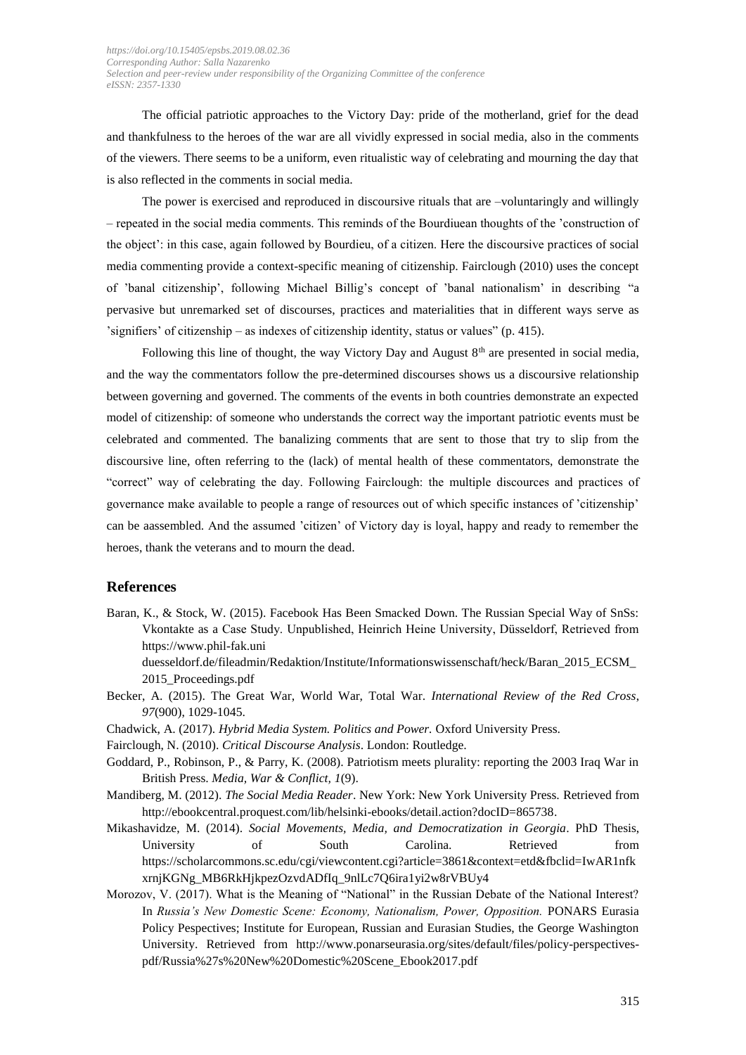The official patriotic approaches to the Victory Day: pride of the motherland, grief for the dead and thankfulness to the heroes of the war are all vividly expressed in social media, also in the comments of the viewers. There seems to be a uniform, even ritualistic way of celebrating and mourning the day that is also reflected in the comments in social media.

The power is exercised and reproduced in discoursive rituals that are –voluntaringly and willingly – repeated in the social media comments. This reminds of the Bourdiuean thoughts of the 'construction of the object': in this case, again followed by Bourdieu, of a citizen. Here the discoursive practices of social media commenting provide a context-specific meaning of citizenship. Fairclough (2010) uses the concept of 'banal citizenship', following Michael Billig's concept of 'banal nationalism' in describing "a pervasive but unremarked set of discourses, practices and materialities that in different ways serve as 'signifiers' of citizenship – as indexes of citizenship identity, status or values" (p. 415).

Following this line of thought, the way Victory Day and August 8th are presented in social media, and the way the commentators follow the pre-determined discourses shows us a discoursive relationship between governing and governed. The comments of the events in both countries demonstrate an expected model of citizenship: of someone who understands the correct way the important patriotic events must be celebrated and commented. The banalizing comments that are sent to those that try to slip from the discoursive line, often referring to the (lack) of mental health of these commentators, demonstrate the "correct" way of celebrating the day. Following Fairclough: the multiple discources and practices of governance make available to people a range of resources out of which specific instances of 'citizenship' can be aassembled. And the assumed 'citizen' of Victory day is loyal, happy and ready to remember the heroes, thank the veterans and to mourn the dead.

## References

Baran, K., & Stock, W. (2015). Facebook Has Been Smacked Down. The Russian Special Way of SnSs: Vkontakte as a Case Study. Unpublished, Heinrich Heine University, Düsseldorf, Retrieved from https://www.phil-fak.uni duesseldorf.de/fileadmin/Redaktion/Institute/Informationswissenschaft/heck/Baran_2015_ECSM_2015_Proceedings.pdf

Becker, A. (2015). The Great War, World War, Total War. *International Review of the Red Cross*, *97*(900), 1029-1045.

Chadwick, A. (2017). *Hybrid Media System. Politics and Power.* Oxford University Press.

Fairclough, N. (2010). *Critical Discourse Analysis*. London: Routledge.

Goddard, P., Robinson, P., & Parry, K. (2008). Patriotism meets plurality: reporting the 2003 Iraq War in British Press. *Media, War & Conflict, 1*(9).

Mandiberg, M. (2012). *The Social Media Reader*. New York: New York University Press. Retrieved from http://ebookcentral.proquest.com/lib/helsinki-ebooks/detail.action?docID=865738.

Mikashavidze, M. (2014). *Social Movements, Media, and Democratization in Georgia*. PhD Thesis, University of South Carolina. Retrieved from https://scholarcommons.sc.edu/cgi/viewcontent.cgi?article=3861&context=etd&fbclid=IwAR1nfkxrnjKGNg_MB6RkHjkpezOzvdADfIq_9nlLc7Q6ira1yi2w8rVBUy4

Morozov, V. (2017). What is the Meaning of "National" in the Russian Debate of the National Interest? In *Russia's New Domestic Scene: Economy, Nationalism, Power, Opposition.* PONARS Eurasia Policy Pespectives; Institute for European, Russian and Eurasian Studies, the George Washington University. Retrieved from http://www.ponarseurasia.org/sites/default/files/policy-perspectives-pdf/Russia%27s%20New%20Domestic%20Scene_Ebook2017.pdf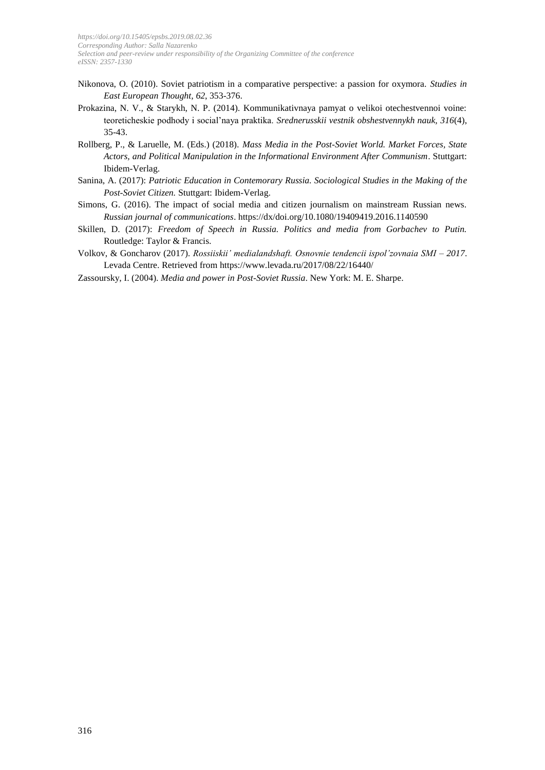Nikonova, O. (2010). Soviet patriotism in a comparative perspective: a passion for oxymora. *Studies in East European Thought, 62*, 353-376.

Prokazina, N. V., & Starykh, N. P. (2014). Kommunikativnaya pamyat o velikoi otechestvennoi voine: teoreticheskie podhody i social'naya praktika. *Srednerusskii vestnik obshestvennykh nauk, 316*(4), 35-43.

Rollberg, P., & Laruelle, M. (Eds.) (2018). *Mass Media in the Post-Soviet World. Market Forces, State Actors, and Political Manipulation in the Informational Environment After Communism*. Stuttgart: Ibidem-Verlag.

Sanina, A. (2017): *Patriotic Education in Contemorary Russia. Sociological Studies in the Making of the Post-Soviet Citizen.* Stuttgart: Ibidem-Verlag.

Simons, G. (2016). The impact of social media and citizen journalism on mainstream Russian news. *Russian journal of communications*. https://dx/doi.org/10.1080/19409419.2016.1140590

Skillen, D. (2017): *Freedom of Speech in Russia. Politics and media from Gorbachev to Putin.* Routledge: Taylor & Francis.

Volkov, & Goncharov (2017). *Rossiiskii' medialandshaft. Osnovnie tendencii ispol'zovnaia SMI – 2017*. Levada Centre. Retrieved from https://www.levada.ru/2017/08/22/16440/

Zassoursky, I. (2004). *Media and power in Post-Soviet Russia*. New York: M. E. Sharpe.